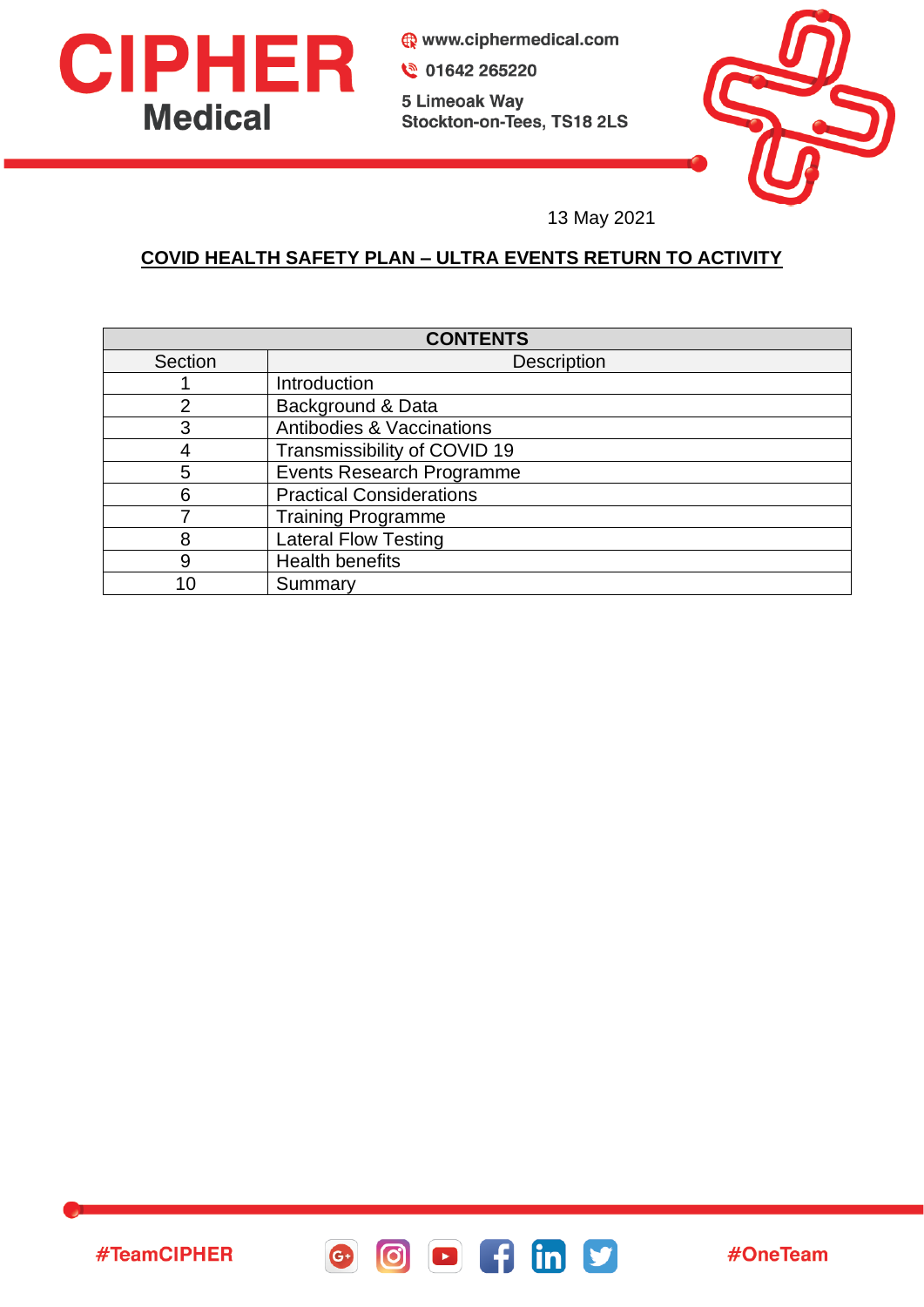**CIPHER Medical**

www.ciphermedical.com
01642 265220
5 Limeoak Way
Stockton-on-Tees, TS18 2LS

13 May 2021

# COVID HEALTH SAFETY PLAN – ULTRA EVENTS RETURN TO ACTIVITY

| CONTENTS | |
|---|---|
| Section | Description |
| 1 | Introduction |
| 2 | Background & Data |
| 3 | Antibodies & Vaccinations |
| 4 | Transmissibility of COVID 19 |
| 5 | Events Research Programme |
| 6 | Practical Considerations |
| 7 | Training Programme |
| 8 | Lateral Flow Testing |
| 9 | Health benefits |
| 10 | Summary |

#TeamCIPHER #OneTeam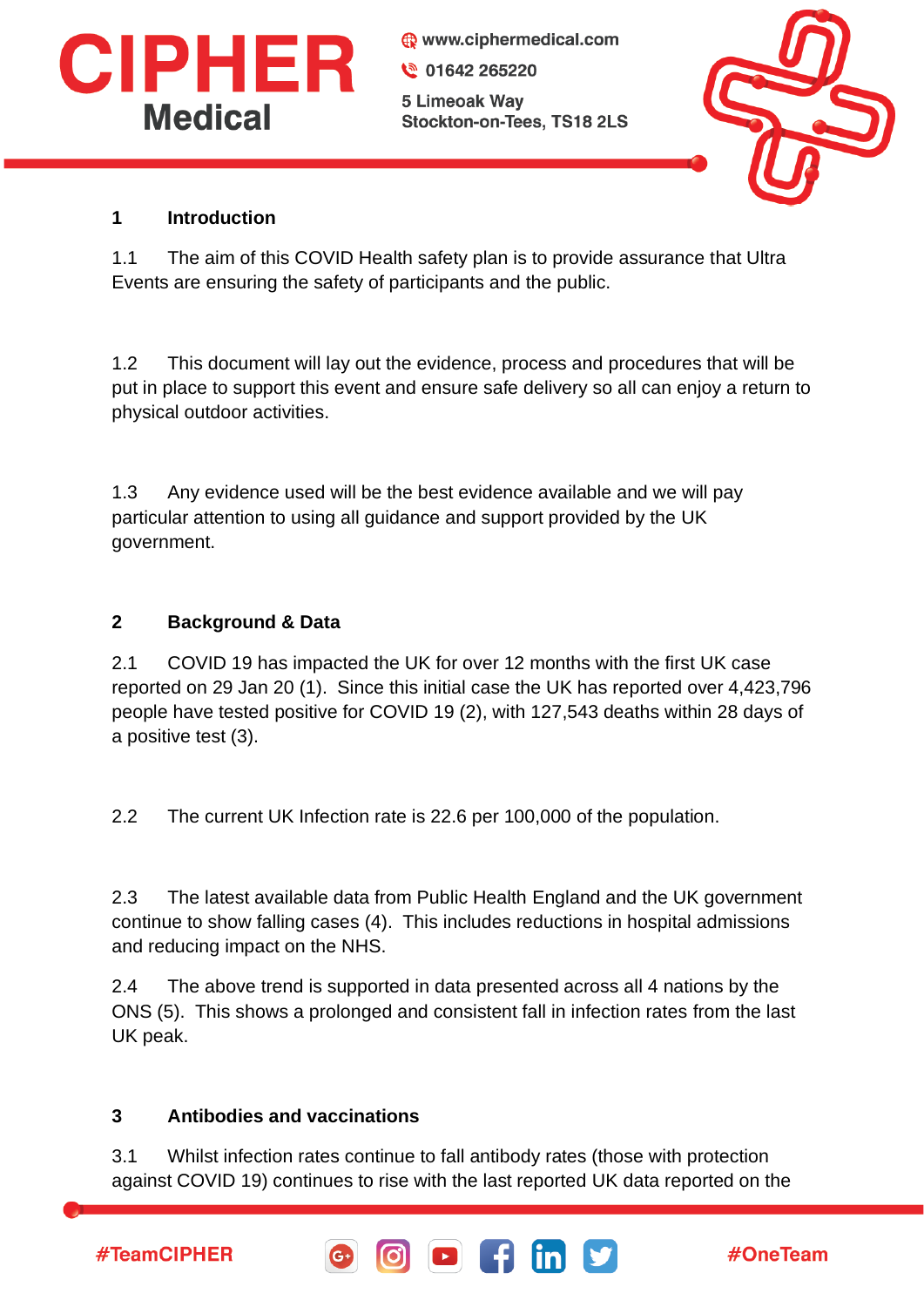## 1 Introduction

1.1 The aim of this COVID Health safety plan is to provide assurance that Ultra Events are ensuring the safety of participants and the public.

1.2 This document will lay out the evidence, process and procedures that will be put in place to support this event and ensure safe delivery so all can enjoy a return to physical outdoor activities.

1.3 Any evidence used will be the best evidence available and we will pay particular attention to using all guidance and support provided by the UK government.

## 2 Background & Data

2.1 COVID 19 has impacted the UK for over 12 months with the first UK case reported on 29 Jan 20 (1). Since this initial case the UK has reported over 4,423,796 people have tested positive for COVID 19 (2), with 127,543 deaths within 28 days of a positive test (3).

2.2 The current UK Infection rate is 22.6 per 100,000 of the population.

2.3 The latest available data from Public Health England and the UK government continue to show falling cases (4). This includes reductions in hospital admissions and reducing impact on the NHS.

2.4 The above trend is supported in data presented across all 4 nations by the ONS (5). This shows a prolonged and consistent fall in infection rates from the last UK peak.

## 3 Antibodies and vaccinations

3.1 Whilst infection rates continue to fall antibody rates (those with protection against COVID 19) continues to rise with the last reported UK data reported on the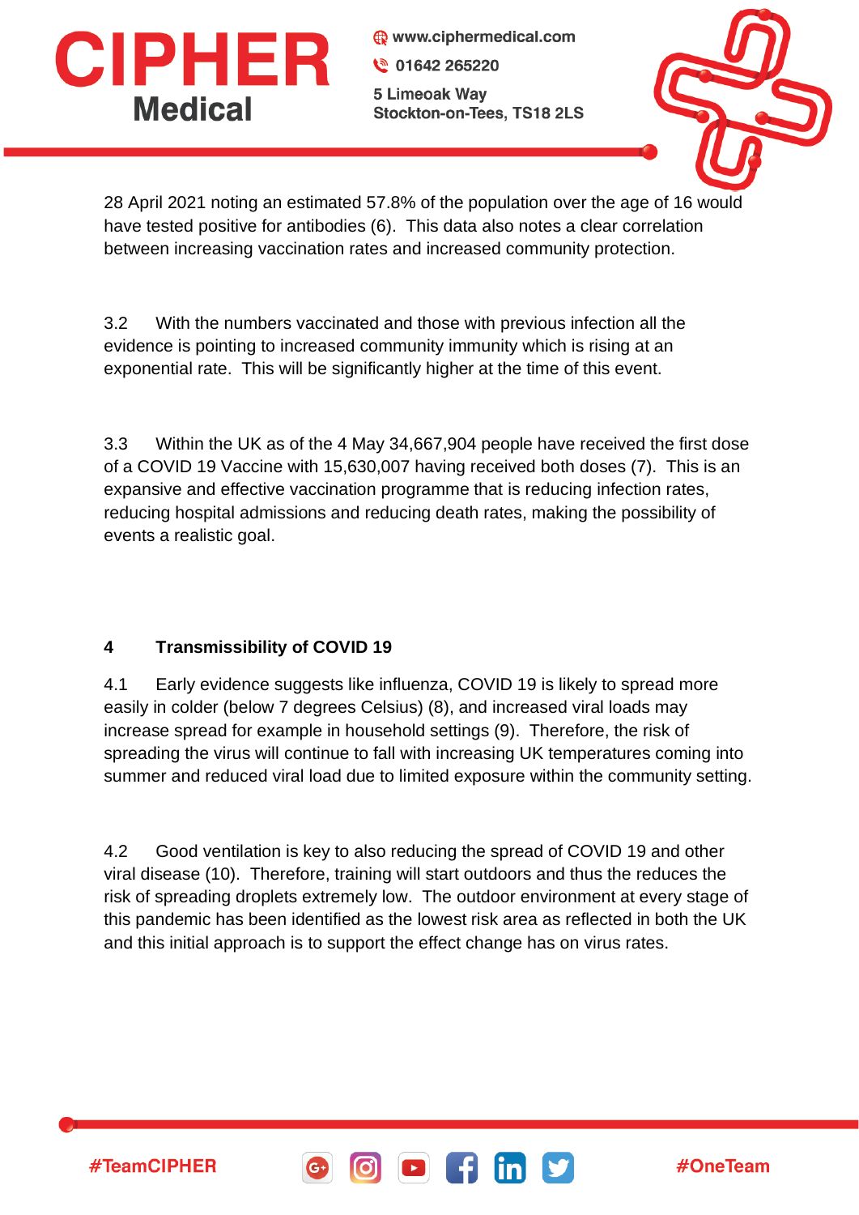28 April 2021 noting an estimated 57.8% of the population over the age of 16 would have tested positive for antibodies (6). This data also notes a clear correlation between increasing vaccination rates and increased community protection.

3.2 With the numbers vaccinated and those with previous infection all the evidence is pointing to increased community immunity which is rising at an exponential rate. This will be significantly higher at the time of this event.

3.3 Within the UK as of the 4 May 34,667,904 people have received the first dose of a COVID 19 Vaccine with 15,630,007 having received both doses (7). This is an expansive and effective vaccination programme that is reducing infection rates, reducing hospital admissions and reducing death rates, making the possibility of events a realistic goal.

## 4 Transmissibility of COVID 19

4.1 Early evidence suggests like influenza, COVID 19 is likely to spread more easily in colder (below 7 degrees Celsius) (8), and increased viral loads may increase spread for example in household settings (9). Therefore, the risk of spreading the virus will continue to fall with increasing UK temperatures coming into summer and reduced viral load due to limited exposure within the community setting.

4.2 Good ventilation is key to also reducing the spread of COVID 19 and other viral disease (10). Therefore, training will start outdoors and thus the reduces the risk of spreading droplets extremely low. The outdoor environment at every stage of this pandemic has been identified as the lowest risk area as reflected in both the UK and this initial approach is to support the effect change has on virus rates.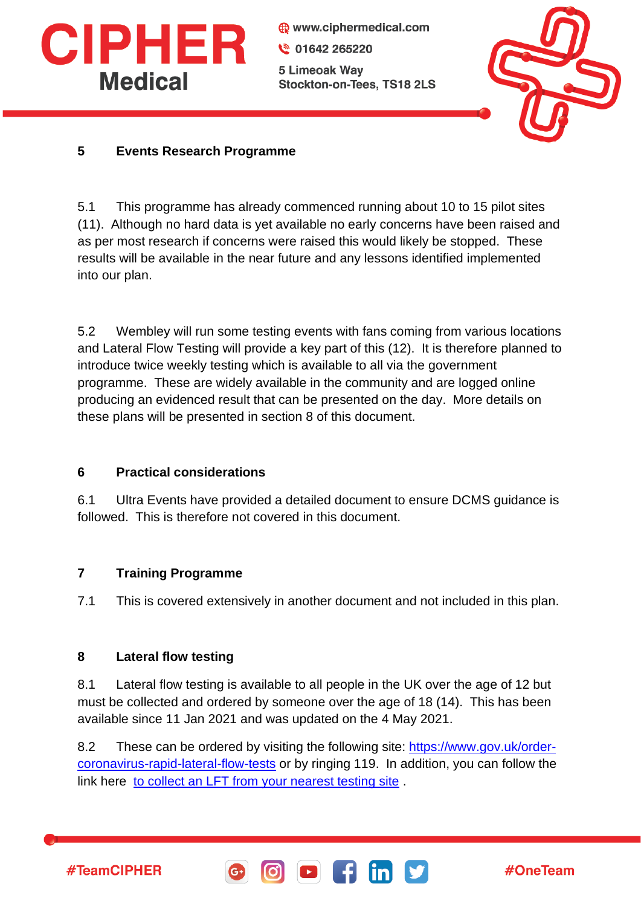## 5 Events Research Programme

5.1 This programme has already commenced running about 10 to 15 pilot sites (11). Although no hard data is yet available no early concerns have been raised and as per most research if concerns were raised this would likely be stopped. These results will be available in the near future and any lessons identified implemented into our plan.

5.2 Wembley will run some testing events with fans coming from various locations and Lateral Flow Testing will provide a key part of this (12). It is therefore planned to introduce twice weekly testing which is available to all via the government programme. These are widely available in the community and are logged online producing an evidenced result that can be presented on the day. More details on these plans will be presented in section 8 of this document.

## 6 Practical considerations

6.1 Ultra Events have provided a detailed document to ensure DCMS guidance is followed. This is therefore not covered in this document.

## 7 Training Programme

7.1 This is covered extensively in another document and not included in this plan.

## 8 Lateral flow testing

8.1 Lateral flow testing is available to all people in the UK over the age of 12 but must be collected and ordered by someone over the age of 18 (14). This has been available since 11 Jan 2021 and was updated on the 4 May 2021.

8.2 These can be ordered by visiting the following site: [https://www.gov.uk/order-coronavirus-rapid-lateral-flow-tests](https://www.gov.uk/order-coronavirus-rapid-lateral-flow-tests) or by ringing 119. In addition, you can follow the link here [to collect an LFT from your nearest testing site](#) .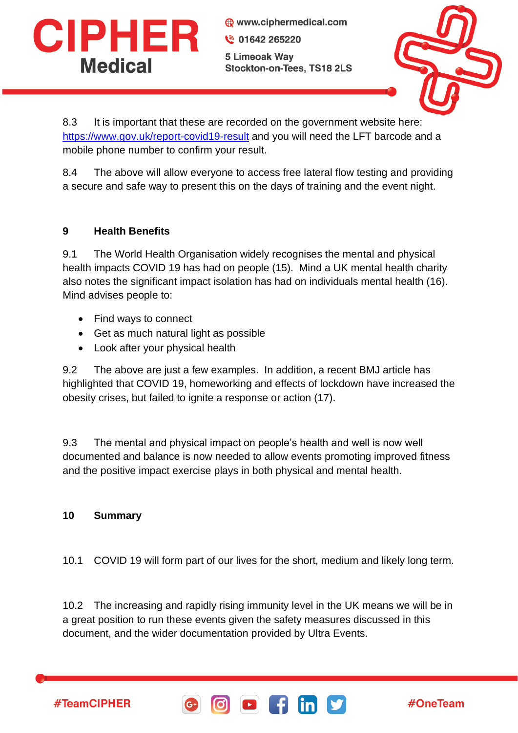8.3 It is important that these are recorded on the government website here: [https://www.gov.uk/report-covid19-result](https://www.gov.uk/report-covid19-result) and you will need the LFT barcode and a mobile phone number to confirm your result.

8.4 The above will allow everyone to access free lateral flow testing and providing a secure and safe way to present this on the days of training and the event night.

## 9 Health Benefits

9.1 The World Health Organisation widely recognises the mental and physical health impacts COVID 19 has had on people (15). Mind a UK mental health charity also notes the significant impact isolation has had on individuals mental health (16). Mind advises people to:

- Find ways to connect
- Get as much natural light as possible
- Look after your physical health

9.2 The above are just a few examples. In addition, a recent BMJ article has highlighted that COVID 19, homeworking and effects of lockdown have increased the obesity crises, but failed to ignite a response or action (17).

9.3 The mental and physical impact on people's health and well is now well documented and balance is now needed to allow events promoting improved fitness and the positive impact exercise plays in both physical and mental health.

## 10 Summary

10.1 COVID 19 will form part of our lives for the short, medium and likely long term.

10.2 The increasing and rapidly rising immunity level in the UK means we will be in a great position to run these events given the safety measures discussed in this document, and the wider documentation provided by Ultra Events.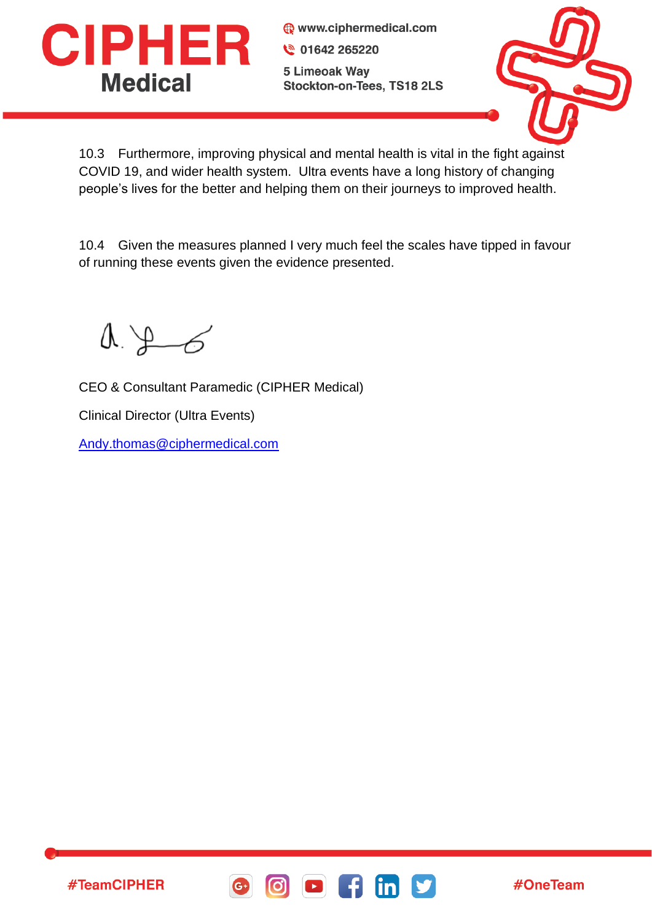10.3 Furthermore, improving physical and mental health is vital in the fight against COVID 19, and wider health system. Ultra events have a long history of changing people's lives for the better and helping them on their journeys to improved health.

10.4 Given the measures planned I very much feel the scales have tipped in favour of running these events given the evidence presented.

CEO & Consultant Paramedic (CIPHER Medical)

Clinical Director (Ultra Events)

Andy.thomas@ciphermedical.com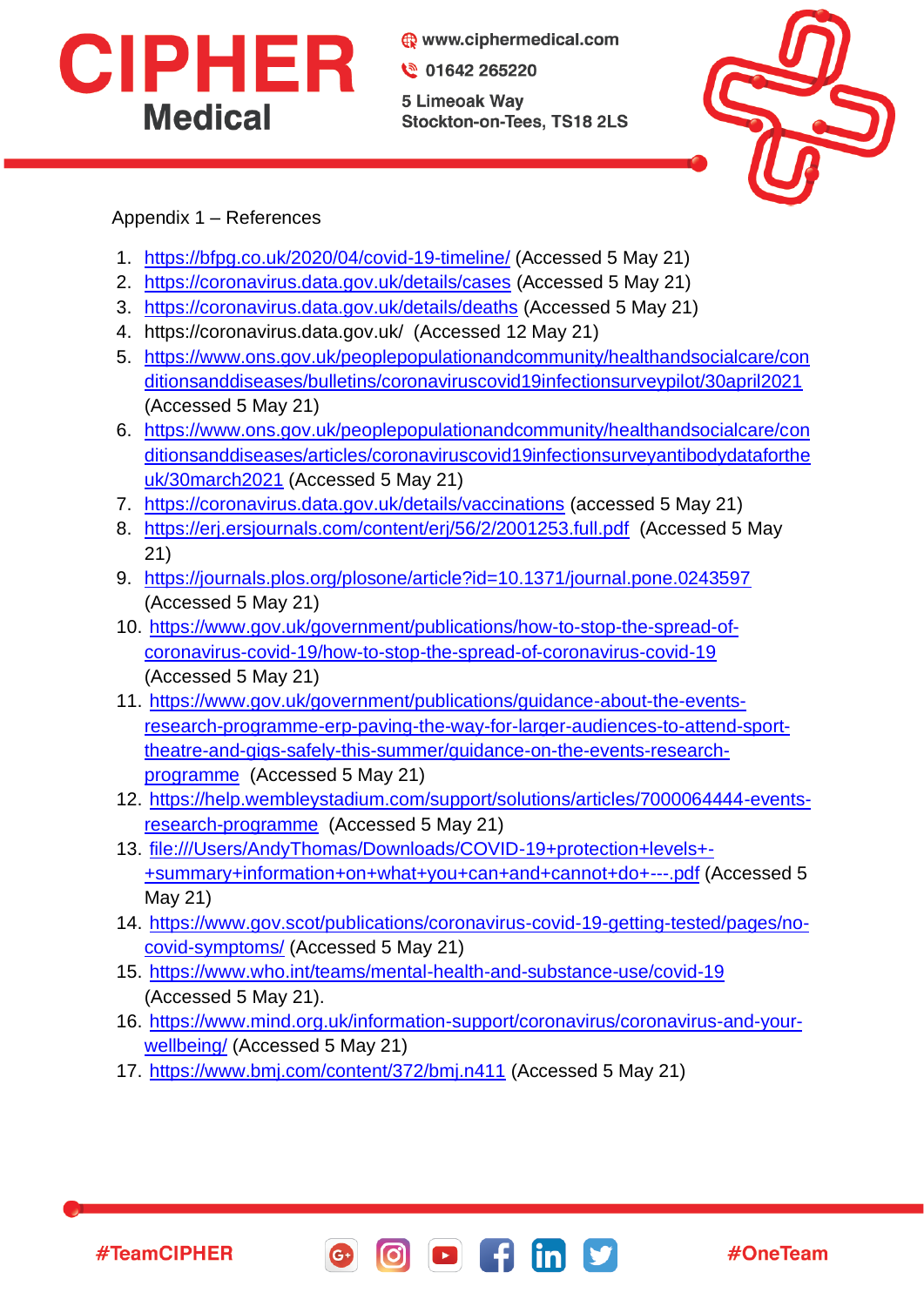Appendix 1 – References

1. https://bfpg.co.uk/2020/04/covid-19-timeline/ (Accessed 5 May 21)
2. https://coronavirus.data.gov.uk/details/cases (Accessed 5 May 21)
3. https://coronavirus.data.gov.uk/details/deaths (Accessed 5 May 21)
4. https://coronavirus.data.gov.uk/ (Accessed 12 May 21)
5. https://www.ons.gov.uk/peoplepopulationandcommunity/healthandsocialcare/conditionsanddiseases/bulletins/coronaviruscovid19infectionsurveypilot/30april2021 (Accessed 5 May 21)
6. https://www.ons.gov.uk/peoplepopulationandcommunity/healthandsocialcare/conditionsanddiseases/articles/coronaviruscovid19infectionsurveyantibodydatafortheuk/30march2021 (Accessed 5 May 21)
7. https://coronavirus.data.gov.uk/details/vaccinations (accessed 5 May 21)
8. https://erj.ersjournals.com/content/erj/56/2/2001253.full.pdf (Accessed 5 May 21)
9. https://journals.plos.org/plosone/article?id=10.1371/journal.pone.0243597 (Accessed 5 May 21)
10. https://www.gov.uk/government/publications/how-to-stop-the-spread-of-coronavirus-covid-19/how-to-stop-the-spread-of-coronavirus-covid-19 (Accessed 5 May 21)
11. https://www.gov.uk/government/publications/guidance-about-the-events-research-programme-erp-paving-the-way-for-larger-audiences-to-attend-sport-theatre-and-gigs-safely-this-summer/guidance-on-the-events-research-programme (Accessed 5 May 21)
12. https://help.wembleystadium.com/support/solutions/articles/7000064444-events-research-programme (Accessed 5 May 21)
13. file:///Users/AndyThomas/Downloads/COVID-19+protection+levels+-+summary+information+on+what+you+can+and+cannot+do+---.pdf (Accessed 5 May 21)
14. https://www.gov.scot/publications/coronavirus-covid-19-getting-tested/pages/no-covid-symptoms/ (Accessed 5 May 21)
15. https://www.who.int/teams/mental-health-and-substance-use/covid-19 (Accessed 5 May 21).
16. https://www.mind.org.uk/information-support/coronavirus/coronavirus-and-your-wellbeing/ (Accessed 5 May 21)
17. https://www.bmj.com/content/372/bmj.n411 (Accessed 5 May 21)